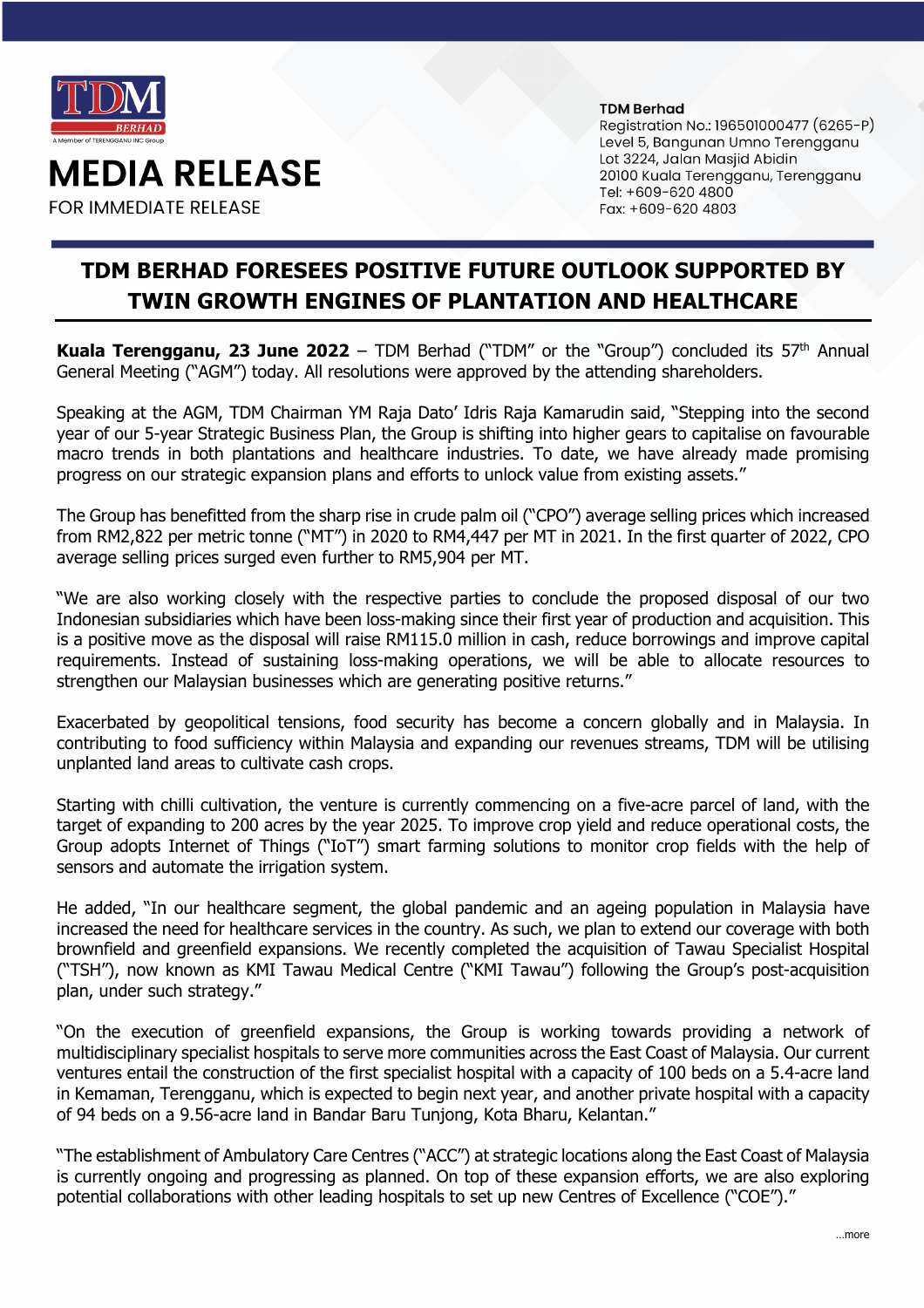# MEDIA RELEASE

FOR IMMEDIATE RELEASE

**TDM Berhad**
Registration No.: 196501000477 (6265-P)
Level 5, Bangunan Umno Terengganu
Lot 3224, Jalan Masjid Abidin
20100 Kuala Terengganu, Terengganu
Tel: +609-620 4800
Fax: +609-620 4803

## TDM BERHAD FORESEES POSITIVE FUTURE OUTLOOK SUPPORTED BY TWIN GROWTH ENGINES OF PLANTATION AND HEALTHCARE

**Kuala Terengganu, 23 June 2022** – TDM Berhad ("TDM" or the "Group") concluded its 57th Annual General Meeting ("AGM") today. All resolutions were approved by the attending shareholders.

Speaking at the AGM, TDM Chairman YM Raja Dato' Idris Raja Kamarudin said, "Stepping into the second year of our 5-year Strategic Business Plan, the Group is shifting into higher gears to capitalise on favourable macro trends in both plantations and healthcare industries. To date, we have already made promising progress on our strategic expansion plans and efforts to unlock value from existing assets."

The Group has benefitted from the sharp rise in crude palm oil ("CPO") average selling prices which increased from RM2,822 per metric tonne ("MT") in 2020 to RM4,447 per MT in 2021. In the first quarter of 2022, CPO average selling prices surged even further to RM5,904 per MT.

"We are also working closely with the respective parties to conclude the proposed disposal of our two Indonesian subsidiaries which have been loss-making since their first year of production and acquisition. This is a positive move as the disposal will raise RM115.0 million in cash, reduce borrowings and improve capital requirements. Instead of sustaining loss-making operations, we will be able to allocate resources to strengthen our Malaysian businesses which are generating positive returns."

Exacerbated by geopolitical tensions, food security has become a concern globally and in Malaysia. In contributing to food sufficiency within Malaysia and expanding our revenues streams, TDM will be utilising unplanted land areas to cultivate cash crops.

Starting with chilli cultivation, the venture is currently commencing on a five-acre parcel of land, with the target of expanding to 200 acres by the year 2025. To improve crop yield and reduce operational costs, the Group adopts Internet of Things ("IoT") smart farming solutions to monitor crop fields with the help of sensors and automate the irrigation system.

He added, "In our healthcare segment, the global pandemic and an ageing population in Malaysia have increased the need for healthcare services in the country. As such, we plan to extend our coverage with both brownfield and greenfield expansions. We recently completed the acquisition of Tawau Specialist Hospital ("TSH"), now known as KMI Tawau Medical Centre ("KMI Tawau") following the Group's post-acquisition plan, under such strategy."

"On the execution of greenfield expansions, the Group is working towards providing a network of multidisciplinary specialist hospitals to serve more communities across the East Coast of Malaysia. Our current ventures entail the construction of the first specialist hospital with a capacity of 100 beds on a 5.4-acre land in Kemaman, Terengganu, which is expected to begin next year, and another private hospital with a capacity of 94 beds on a 9.56-acre land in Bandar Baru Tunjong, Kota Bharu, Kelantan."

"The establishment of Ambulatory Care Centres ("ACC") at strategic locations along the East Coast of Malaysia is currently ongoing and progressing as planned. On top of these expansion efforts, we are also exploring potential collaborations with other leading hospitals to set up new Centres of Excellence ("COE")."

…more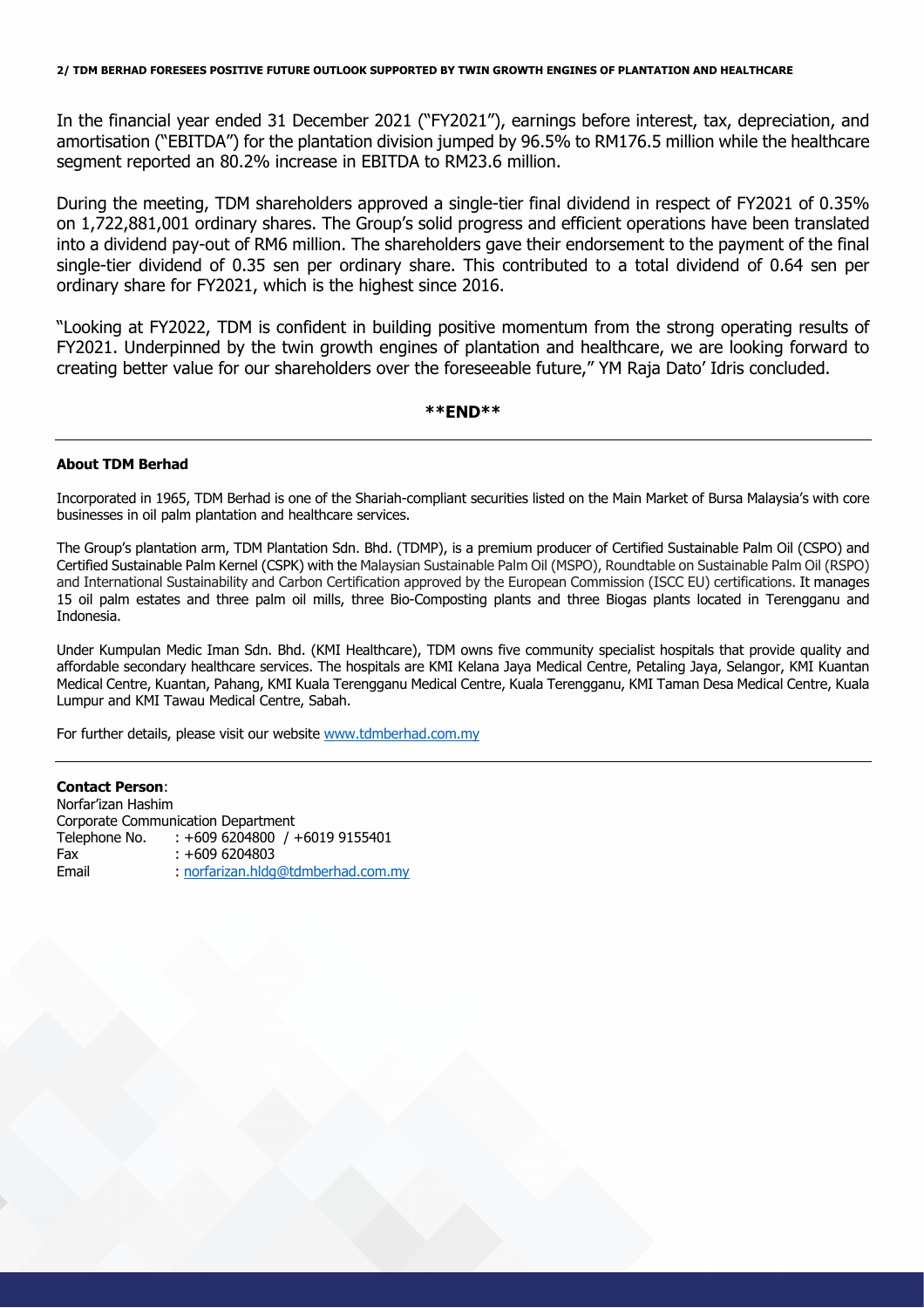In the financial year ended 31 December 2021 ("FY2021"), earnings before interest, tax, depreciation, and amortisation ("EBITDA") for the plantation division jumped by 96.5% to RM176.5 million while the healthcare segment reported an 80.2% increase in EBITDA to RM23.6 million.

During the meeting, TDM shareholders approved a single-tier final dividend in respect of FY2021 of 0.35% on 1,722,881,001 ordinary shares. The Group's solid progress and efficient operations have been translated into a dividend pay-out of RM6 million. The shareholders gave their endorsement to the payment of the final single-tier dividend of 0.35 sen per ordinary share. This contributed to a total dividend of 0.64 sen per ordinary share for FY2021, which is the highest since 2016.

"Looking at FY2022, TDM is confident in building positive momentum from the strong operating results of FY2021. Underpinned by the twin growth engines of plantation and healthcare, we are looking forward to creating better value for our shareholders over the foreseeable future," YM Raja Dato' Idris concluded.

**END**

---

**About TDM Berhad**

Incorporated in 1965, TDM Berhad is one of the Shariah-compliant securities listed on the Main Market of Bursa Malaysia's with core businesses in oil palm plantation and healthcare services.

The Group's plantation arm, TDM Plantation Sdn. Bhd. (TDMP), is a premium producer of Certified Sustainable Palm Oil (CSPO) and Certified Sustainable Palm Kernel (CSPK) with the Malaysian Sustainable Palm Oil (MSPO), Roundtable on Sustainable Palm Oil (RSPO) and International Sustainability and Carbon Certification approved by the European Commission (ISCC EU) certifications. It manages 15 oil palm estates and three palm oil mills, three Bio-Composting plants and three Biogas plants located in Terengganu and Indonesia.

Under Kumpulan Medic Iman Sdn. Bhd. (KMI Healthcare), TDM owns five community specialist hospitals that provide quality and affordable secondary healthcare services. The hospitals are KMI Kelana Jaya Medical Centre, Petaling Jaya, Selangor, KMI Kuantan Medical Centre, Kuantan, Pahang, KMI Kuala Terengganu Medical Centre, Kuala Terengganu, KMI Taman Desa Medical Centre, Kuala Lumpur and KMI Tawau Medical Centre, Sabah.

For further details, please visit our website www.tdmberhad.com.my

---

**Contact Person**:
Norfar'izan Hashim
Corporate Communication Department
Telephone No. : +609 6204800 / +6019 9155401
Fax : +609 6204803
Email : norfarizan.hldg@tdmberhad.com.my